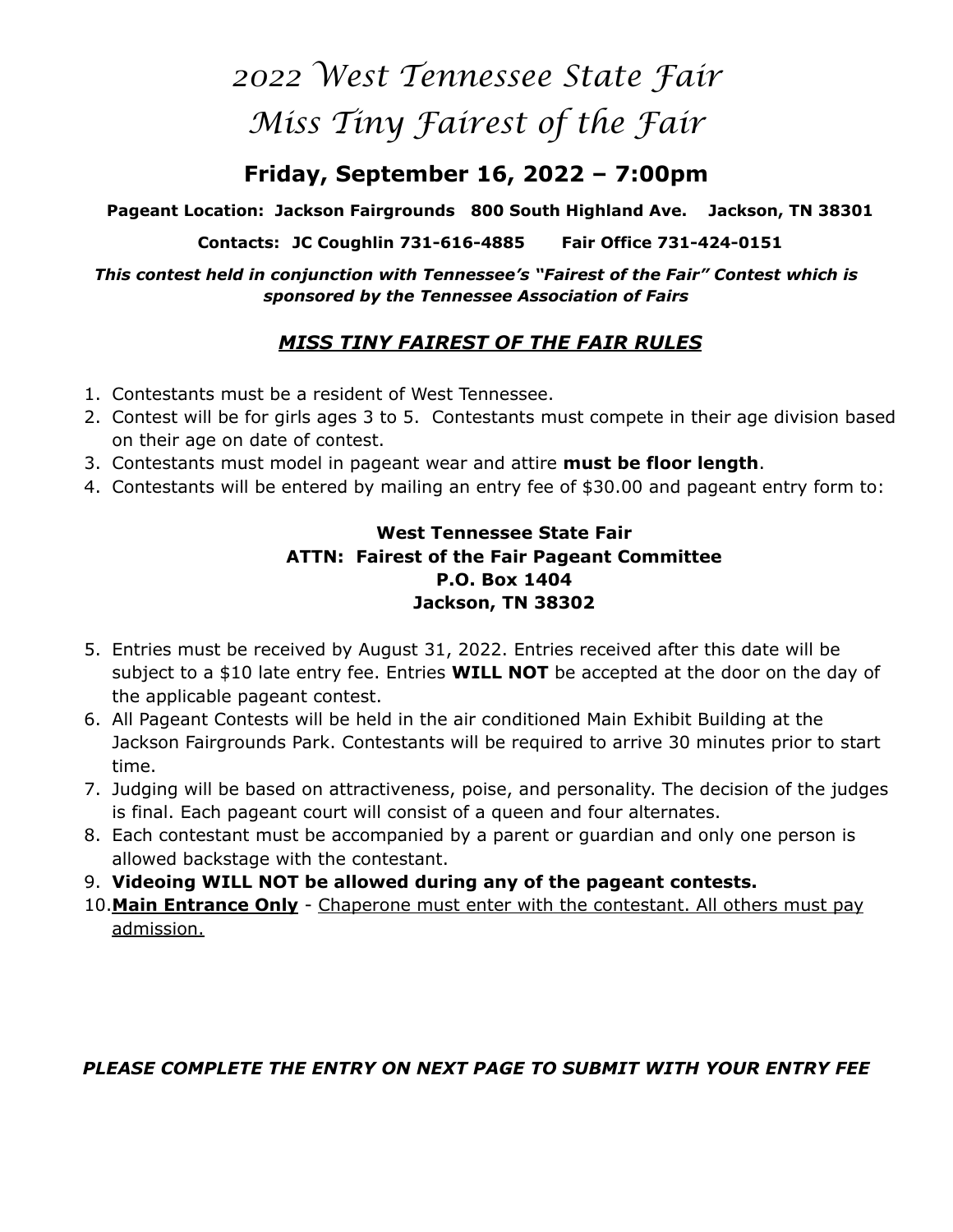# *2022 West Tennessee State Fair*
# *Miss Tiny Fairest of the Fair*

## Friday, September 16, 2022 – 7:00pm

**Pageant Location: Jackson Fairgrounds 800 South Highland Ave. Jackson, TN 38301**

**Contacts: JC Coughlin 731-616-4885 Fair Office 731-424-0151**

***This contest held in conjunction with Tennessee's "Fairest of the Fair" Contest which is sponsored by the Tennessee Association of Fairs***

### ***MISS TINY FAIREST OF THE FAIR RULES***

1. Contestants must be a resident of West Tennessee.
2. Contest will be for girls ages 3 to 5. Contestants must compete in their age division based on their age on date of contest.
3. Contestants must model in pageant wear and attire **must be floor length**.
4. Contestants will be entered by mailing an entry fee of $30.00 and pageant entry form to:

**West Tennessee State Fair**
**ATTN: Fairest of the Fair Pageant Committee**
**P.O. Box 1404**
**Jackson, TN 38302**

5. Entries must be received by August 31, 2022. Entries received after this date will be subject to a $10 late entry fee. Entries **WILL NOT** be accepted at the door on the day of the applicable pageant contest.
6. All Pageant Contests will be held in the air conditioned Main Exhibit Building at the Jackson Fairgrounds Park. Contestants will be required to arrive 30 minutes prior to start time.
7. Judging will be based on attractiveness, poise, and personality. The decision of the judges is final. Each pageant court will consist of a queen and four alternates.
8. Each contestant must be accompanied by a parent or guardian and only one person is allowed backstage with the contestant.
9. **Videoing WILL NOT be allowed during any of the pageant contests.**
10. **Main Entrance Only** - Chaperone must enter with the contestant. All others must pay admission.

***PLEASE COMPLETE THE ENTRY ON NEXT PAGE TO SUBMIT WITH YOUR ENTRY FEE***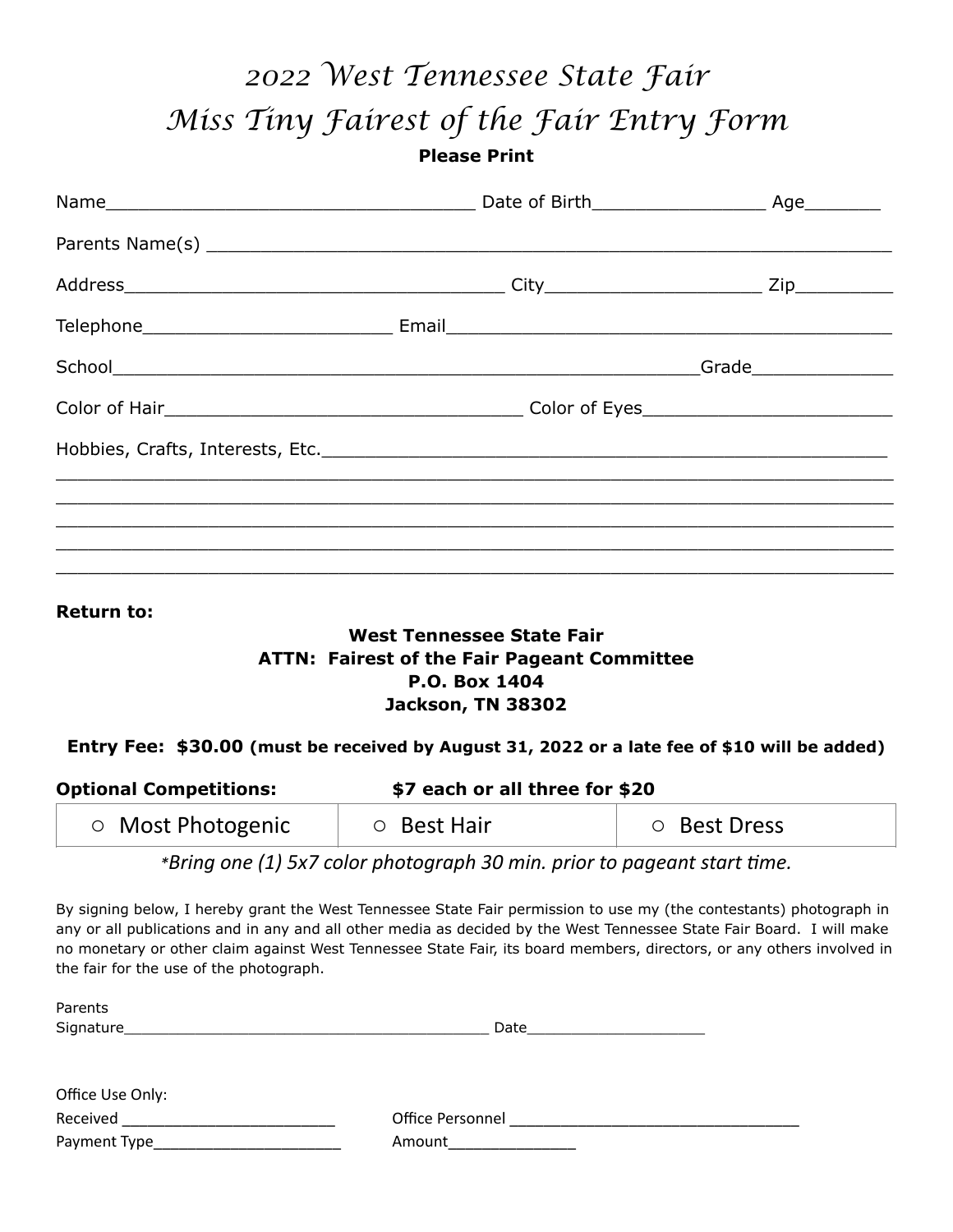# 2022 West Tennessee State Fair
# Miss Tiny Fairest of the Fair Entry Form

**Please Print**

Name__________________________________ Date of Birth________________ Age_______

Parents Name(s) ________________________________________________________________

Address___________________________________ City____________________ Zip_________

Telephone_______________________ Email__________________________________________

School______________________________________________________Grade_____________

Color of Hair_________________________________ Color of Eyes_______________________

Hobbies, Crafts, Interests, Etc.______________________________________________________

______________________________________________________________________________

______________________________________________________________________________

______________________________________________________________________________

______________________________________________________________________________

______________________________________________________________________________

**Return to:**

**West Tennessee State Fair**
**ATTN: Fairest of the Fair Pageant Committee**
**P.O. Box 1404**
**Jackson, TN 38302**

**Entry Fee: $30.00 (must be received by August 31, 2022 or a late fee of $10 will be added)**

**Optional Competitions:** **$7 each or all three for $20**

| | | |
|---|---|---|
| ○ Most Photogenic | ○ Best Hair | ○ Best Dress |

**Bring one (1) 5x7 color photograph 30 min. prior to pageant start time.*

By signing below, I hereby grant the West Tennessee State Fair permission to use my (the contestants) photograph in any or all publications and in any and all other media as decided by the West Tennessee State Fair Board. I will make no monetary or other claim against West Tennessee State Fair, its board members, directors, or any others involved in the fair for the use of the photograph.

Parents
Signature__________________________________________ Date____________________

Office Use Only:

Received ________________________ Office Personnel _________________________________

Payment Type_____________________ Amount______________